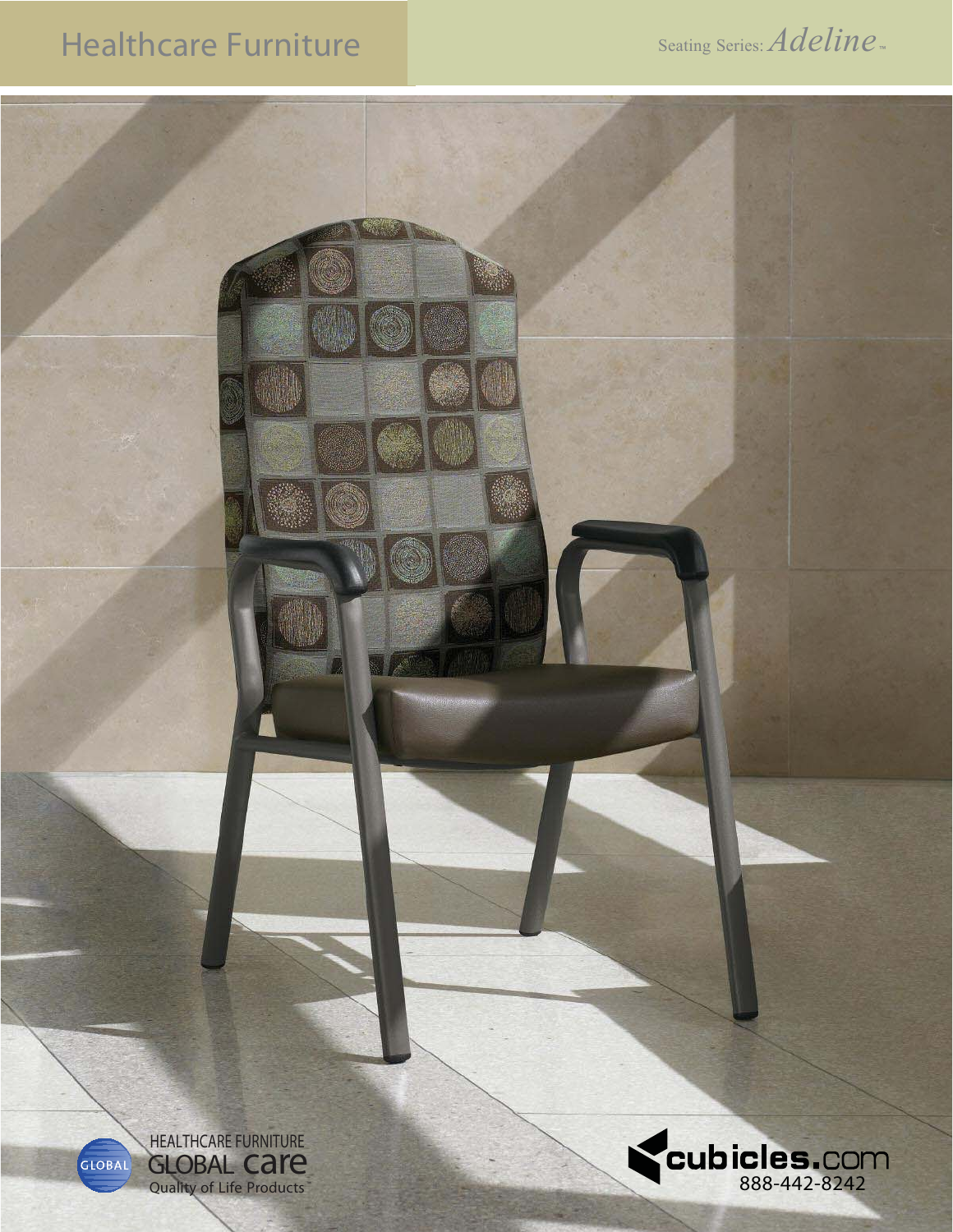# Healthcare Furniture

Seating Series: *Adeline*™

GLOBAL

HEALTHCARE FURNITURE
GLOBAL care
Quality of Life Products™

cubicles.com
888-442-8242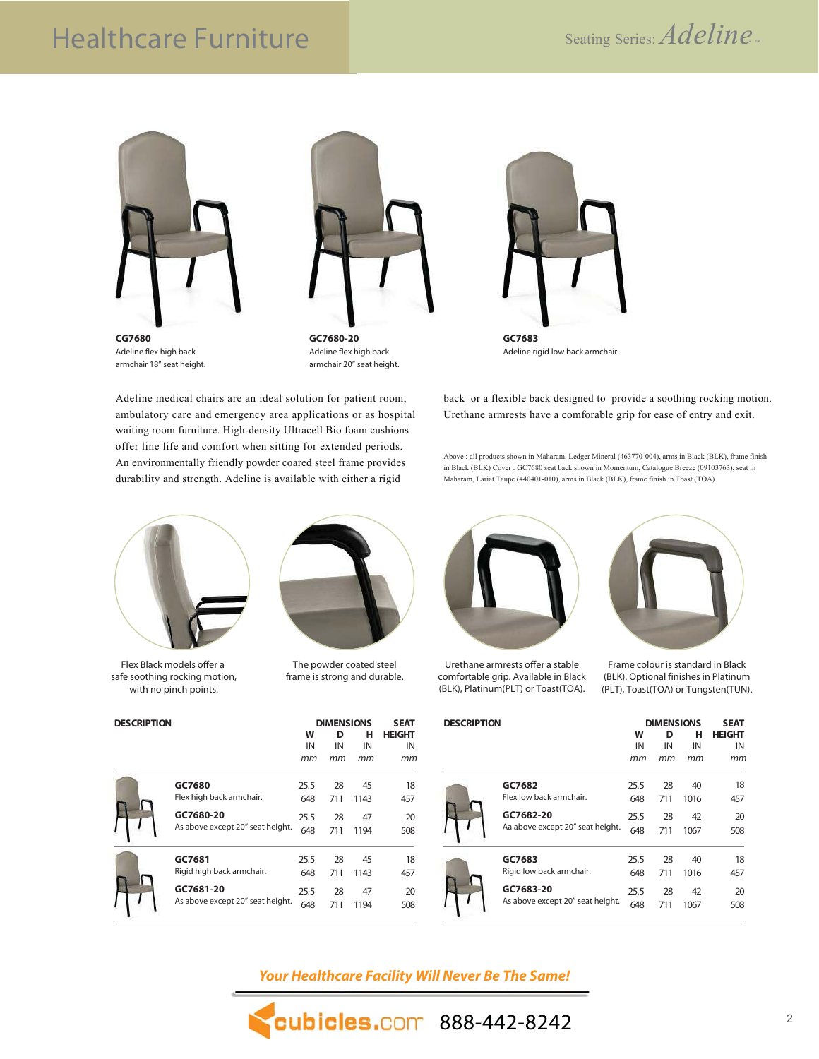# Healthcare Furniture

Seating Series: *Adeline*™

**CG7680**
Adeline flex high back armchair 18" seat height.

**GC7680-20**
Adeline flex high back armchair 20" seat height.

**GC7683**
Adeline rigid low back armchair.

Adeline medical chairs are an ideal solution for patient room, ambulatory care and emergency area applications or as hospital waiting room furniture. High-density Ultracell Bio foam cushions offer line life and comfort when sitting for extended periods. An environmentally friendly powder coated steel frame provides durability and strength. Adeline is available with either a rigid back or a flexible back designed to provide a soothing rocking motion. Urethane armrests have a comforable grip for ease of entry and exit.

Above : all products shown in Maharam, Ledger Mineral (463770-004), arms in Black (BLK), frame finish in Black (BLK) Cover : GC7680 seat back shown in Momentum, Catalogue Breeze (09103763), seat in Maharam, Lariat Taupe (440401-010), arms in Black (BLK), frame finish in Toast (TOA).

Flex Black models offer a safe soothing rocking motion, with no pinch points.

The powder coated steel frame is strong and durable.

Urethane armrests offer a stable comfortable grip. Available in Black (BLK), Platinum(PLT) or Toast(TOA).

Frame colour is standard in Black (BLK). Optional finishes in Platinum (PLT), Toast(TOA) or Tungsten(TUN).

| DESCRIPTION | | DIMENSIONS W IN *mm* | D IN *mm* | H IN *mm* | SEAT HEIGHT IN *mm* |
|---|---|---|---|---|---|
| **GC7680** | Flex high back armchair. | 25.5 / 648 | 28 / 711 | 45 / 1143 | 18 / 457 |
| **GC7680-20** | As above except 20" seat height. | 25.5 / 648 | 28 / 711 | 47 / 1194 | 20 / 508 |
| **GC7681** | Rigid high back armchair. | 25.5 / 648 | 28 / 711 | 45 / 1143 | 18 / 457 |
| **GC7681-20** | As above except 20" seat height. | 25.5 / 648 | 28 / 711 | 47 / 1194 | 20 / 508 |

| DESCRIPTION | | DIMENSIONS W IN *mm* | D IN *mm* | H IN *mm* | SEAT HEIGHT IN *mm* |
|---|---|---|---|---|---|
| **GC7682** | Flex low back armchair. | 25.5 / 648 | 28 / 711 | 40 / 1016 | 18 / 457 |
| **GC7682-20** | Aa above except 20" seat height. | 25.5 / 648 | 28 / 711 | 42 / 1067 | 20 / 508 |
| **GC7683** | Rigid low back armchair. | 25.5 / 648 | 28 / 711 | 40 / 1016 | 18 / 457 |
| **GC7683-20** | As above except 20" seat height. | 25.5 / 648 | 28 / 711 | 42 / 1067 | 20 / 508 |

***Your Healthcare Facility Will Never Be The Same!***

cubicles.com 888-442-8242